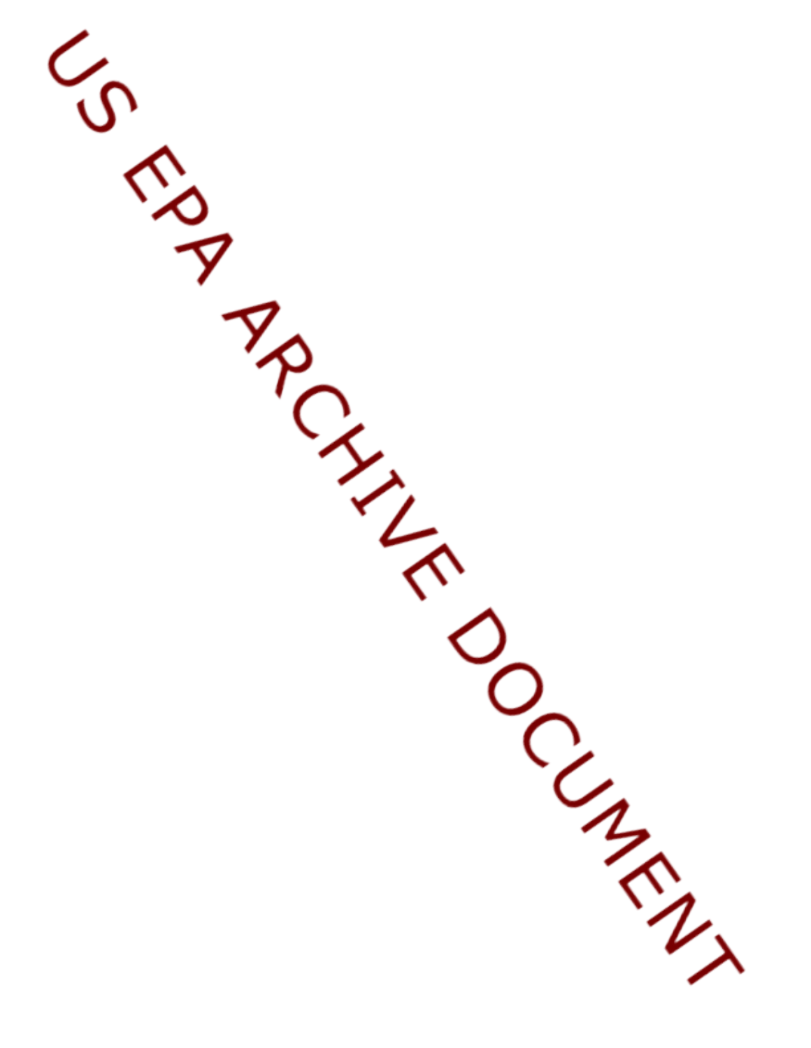US EPA ARCHIVE DOCUMENT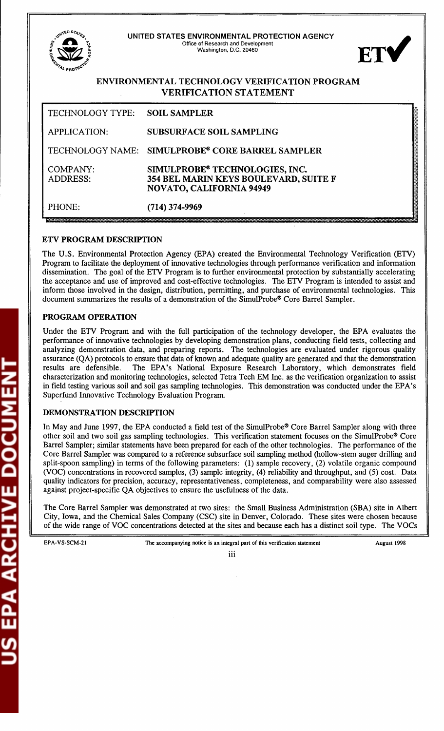UNITED STATES ENVIRONMENTAL PROTECTION AGENCY
Office of Research and Development
Washington, D.C. 20460

# ENVIRONMENTAL TECHNOLOGY VERIFICATION PROGRAM
## VERIFICATION STATEMENT

| | |
|---|---|
| TECHNOLOGY TYPE: | **SOIL SAMPLER** |
| APPLICATION: | **SUBSURFACE SOIL SAMPLING** |
| TECHNOLOGY NAME: | **SIMULPROBE® CORE BARREL SAMPLER** |
| COMPANY: ADDRESS: | **SIMULPROBE® TECHNOLOGIES, INC. 354 BEL MARIN KEYS BOULEVARD, SUITE F NOVATO, CALIFORNIA 94949** |
| PHONE: | **(714) 374-9969** |

### ETV PROGRAM DESCRIPTION

The U.S. Environmental Protection Agency (EPA) created the Environmental Technology Verification (ETV) Program to facilitate the deployment of innovative technologies through performance verification and information dissemination. The goal of the ETV Program is to further environmental protection by substantially accelerating the acceptance and use of improved and cost-effective technologies. The ETV Program is intended to assist and inform those involved in the design, distribution, permitting, and purchase of environmental technologies. This document summarizes the results of a demonstration of the SimulProbe® Core Barrel Sampler.

### PROGRAM OPERATION

Under the ETV Program and with the full participation of the technology developer, the EPA evaluates the performance of innovative technologies by developing demonstration plans, conducting field tests, collecting and analyzing demonstration data, and preparing reports. The technologies are evaluated under rigorous quality assurance (QA) protocols to ensure that data of known and adequate quality are generated and that the demonstration results are defensible. The EPA's National Exposure Research Laboratory, which demonstrates field characterization and monitoring technologies, selected Tetra Tech EM Inc. as the verification organization to assist in field testing various soil and soil gas sampling technologies. This demonstration was conducted under the EPA's Superfund Innovative Technology Evaluation Program.

### DEMONSTRATION DESCRIPTION

In May and June 1997, the EPA conducted a field test of the SimulProbe® Core Barrel Sampler along with three other soil and two soil gas sampling technologies. This verification statement focuses on the SimulProbe® Core Barrel Sampler; similar statements have been prepared for each of the other technologies. The performance of the Core Barrel Sampler was compared to a reference subsurface soil sampling method (hollow-stem auger drilling and split-spoon sampling) in terms of the following parameters: (1) sample recovery, (2) volatile organic compound (VOC) concentrations in recovered samples, (3) sample integrity, (4) reliability and throughput, and (5) cost. Data quality indicators for precision, accuracy, representativeness, completeness, and comparability were also assessed against project-specific QA objectives to ensure the usefulness of the data.

The Core Barrel Sampler was demonstrated at two sites: the Small Business Administration (SBA) site in Albert City, Iowa, and the Chemical Sales Company (CSC) site in Denver, Colorado. These sites were chosen because of the wide range of VOC concentrations detected at the sites and because each has a distinct soil type. The VOCs

EPA-VS-SCM-21 The accompanying notice is an integral part of this verification statement August 1998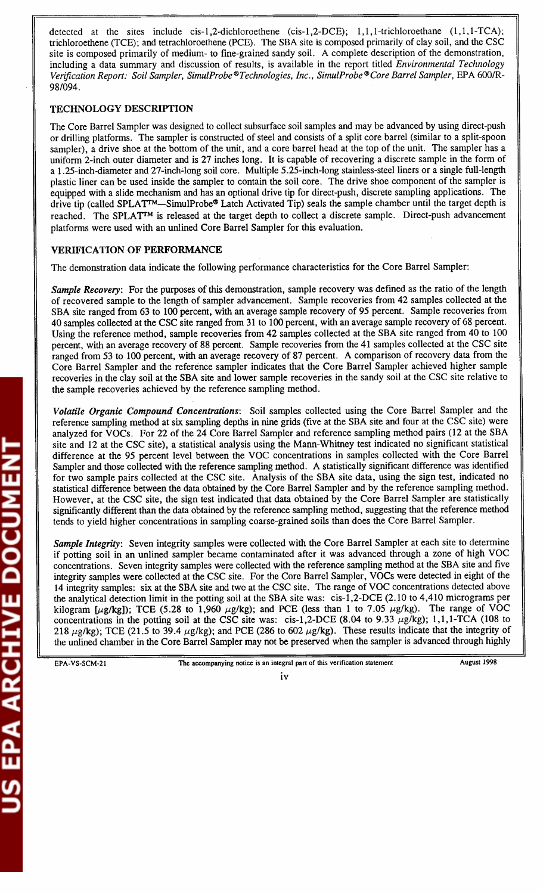detected at the sites include cis-1,2-dichloroethene (cis-1,2-DCE); 1,1,1-trichloroethane (1,1,1-TCA); trichloroethene (TCE); and tetrachloroethene (PCE). The SBA site is composed primarily of clay soil, and the CSC site is composed primarily of medium- to fine-grained sandy soil. A complete description of the demonstration, including a data summary and discussion of results, is available in the report titled *Environmental Technology Verification Report: Soil Sampler, SimulProbe® Technologies, Inc., SimulProbe® Core Barrel Sampler*, EPA 600/R-98/094.

## TECHNOLOGY DESCRIPTION

The Core Barrel Sampler was designed to collect subsurface soil samples and may be advanced by using direct-push or drilling platforms. The sampler is constructed of steel and consists of a split core barrel (similar to a split-spoon sampler), a drive shoe at the bottom of the unit, and a core barrel head at the top of the unit. The sampler has a uniform 2-inch outer diameter and is 27 inches long. It is capable of recovering a discrete sample in the form of a 1.25-inch-diameter and 27-inch-long soil core. Multiple 5.25-inch-long stainless-steel liners or a single full-length plastic liner can be used inside the sampler to contain the soil core. The drive shoe component of the sampler is equipped with a slide mechanism and has an optional drive tip for direct-push, discrete sampling applications. The drive tip (called SPLAT™—SimulProbe® Latch Activated Tip) seals the sample chamber until the target depth is reached. The SPLAT™ is released at the target depth to collect a discrete sample. Direct-push advancement platforms were used with an unlined Core Barrel Sampler for this evaluation.

## VERIFICATION OF PERFORMANCE

The demonstration data indicate the following performance characteristics for the Core Barrel Sampler:

***Sample Recovery***: For the purposes of this demonstration, sample recovery was defined as the ratio of the length of recovered sample to the length of sampler advancement. Sample recoveries from 42 samples collected at the SBA site ranged from 63 to 100 percent, with an average sample recovery of 95 percent. Sample recoveries from 40 samples collected at the CSC site ranged from 31 to 100 percent, with an average sample recovery of 68 percent. Using the reference method, sample recoveries from 42 samples collected at the SBA site ranged from 40 to 100 percent, with an average recovery of 88 percent. Sample recoveries from the 41 samples collected at the CSC site ranged from 53 to 100 percent, with an average recovery of 87 percent. A comparison of recovery data from the Core Barrel Sampler and the reference sampler indicates that the Core Barrel Sampler achieved higher sample recoveries in the clay soil at the SBA site and lower sample recoveries in the sandy soil at the CSC site relative to the sample recoveries achieved by the reference sampling method.

***Volatile Organic Compound Concentrations***: Soil samples collected using the Core Barrel Sampler and the reference sampling method at six sampling depths in nine grids (five at the SBA site and four at the CSC site) were analyzed for VOCs. For 22 of the 24 Core Barrel Sampler and reference sampling method pairs (12 at the SBA site and 12 at the CSC site), a statistical analysis using the Mann-Whitney test indicated no significant statistical difference at the 95 percent level between the VOC concentrations in samples collected with the Core Barrel Sampler and those collected with the reference sampling method. A statistically significant difference was identified for two sample pairs collected at the CSC site. Analysis of the SBA site data, using the sign test, indicated no statistical difference between the data obtained by the Core Barrel Sampler and by the reference sampling method. However, at the CSC site, the sign test indicated that data obtained by the Core Barrel Sampler are statistically significantly different than the data obtained by the reference sampling method, suggesting that the reference method tends to yield higher concentrations in sampling coarse-grained soils than does the Core Barrel Sampler.

***Sample Integrity***: Seven integrity samples were collected with the Core Barrel Sampler at each site to determine if potting soil in an unlined sampler became contaminated after it was advanced through a zone of high VOC concentrations. Seven integrity samples were collected with the reference sampling method at the SBA site and five integrity samples were collected at the CSC site. For the Core Barrel Sampler, VOCs were detected in eight of the 14 integrity samples: six at the SBA site and two at the CSC site. The range of VOC concentrations detected above the analytical detection limit in the potting soil at the SBA site was: cis-1,2-DCE (2.10 to 4,410 micrograms per kilogram [$\mu$g/kg]); TCE (5.28 to 1,960 $\mu$g/kg); and PCE (less than 1 to 7.05 $\mu$g/kg). The range of VOC concentrations in the potting soil at the CSC site was: cis-1,2-DCE (8.04 to 9.33 $\mu$g/kg); 1,1,1-TCA (108 to 218 $\mu$g/kg); TCE (21.5 to 39.4 $\mu$g/kg); and PCE (286 to 602 $\mu$g/kg). These results indicate that the integrity of the unlined chamber in the Core Barrel Sampler may not be preserved when the sampler is advanced through highly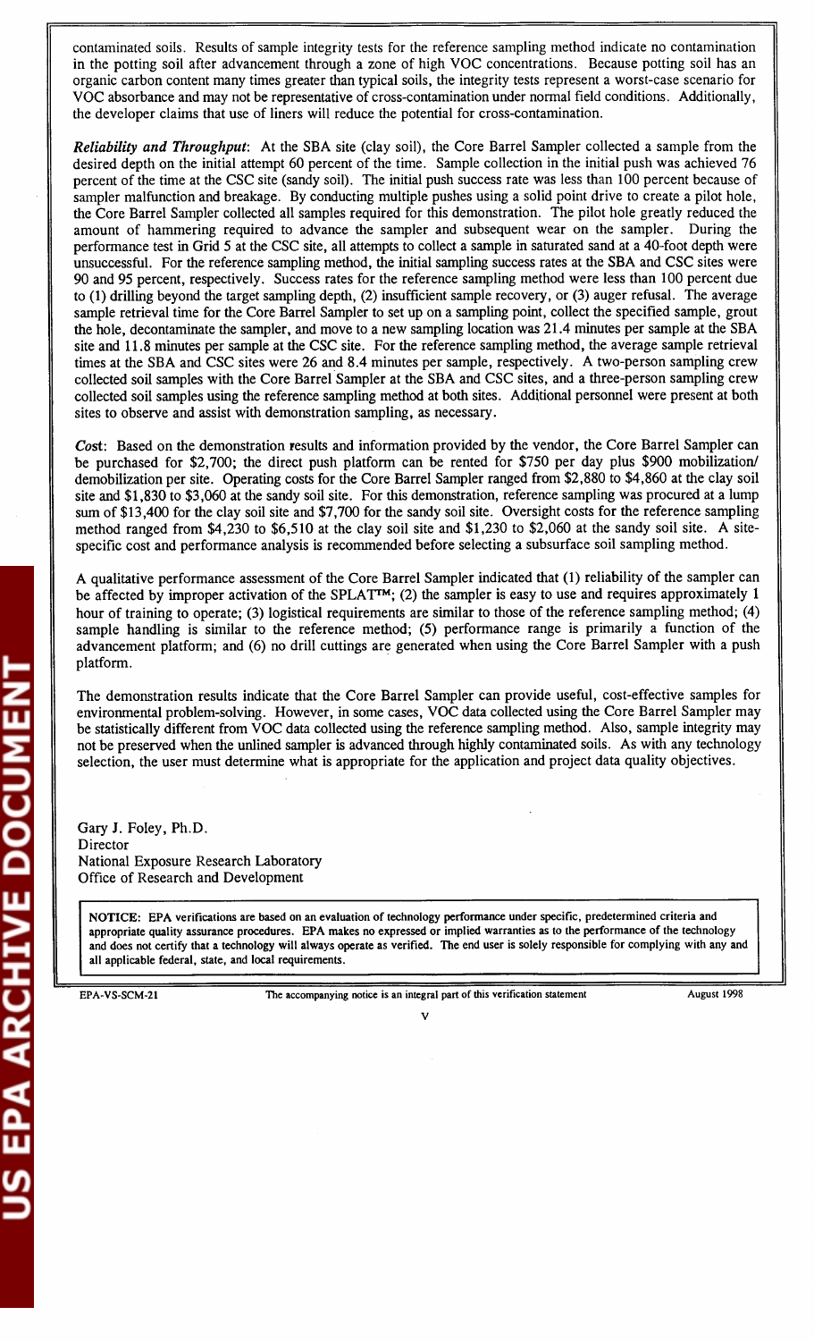contaminated soils. Results of sample integrity tests for the reference sampling method indicate no contamination in the potting soil after advancement through a zone of high VOC concentrations. Because potting soil has an organic carbon content many times greater than typical soils, the integrity tests represent a worst-case scenario for VOC absorbance and may not be representative of cross-contamination under normal field conditions. Additionally, the developer claims that use of liners will reduce the potential for cross-contamination.

***Reliability and Throughput***: At the SBA site (clay soil), the Core Barrel Sampler collected a sample from the desired depth on the initial attempt 60 percent of the time. Sample collection in the initial push was achieved 76 percent of the time at the CSC site (sandy soil). The initial push success rate was less than 100 percent because of sampler malfunction and breakage. By conducting multiple pushes using a solid point drive to create a pilot hole, the Core Barrel Sampler collected all samples required for this demonstration. The pilot hole greatly reduced the amount of hammering required to advance the sampler and subsequent wear on the sampler. During the performance test in Grid 5 at the CSC site, all attempts to collect a sample in saturated sand at a 40-foot depth were unsuccessful. For the reference sampling method, the initial sampling success rates at the SBA and CSC sites were 90 and 95 percent, respectively. Success rates for the reference sampling method were less than 100 percent due to (1) drilling beyond the target sampling depth, (2) insufficient sample recovery, or (3) auger refusal. The average sample retrieval time for the Core Barrel Sampler to set up on a sampling point, collect the specified sample, grout the hole, decontaminate the sampler, and move to a new sampling location was 21.4 minutes per sample at the SBA site and 11.8 minutes per sample at the CSC site. For the reference sampling method, the average sample retrieval times at the SBA and CSC sites were 26 and 8.4 minutes per sample, respectively. A two-person sampling crew collected soil samples with the Core Barrel Sampler at the SBA and CSC sites, and a three-person sampling crew collected soil samples using the reference sampling method at both sites. Additional personnel were present at both sites to observe and assist with demonstration sampling, as necessary.

***Cost***: Based on the demonstration results and information provided by the vendor, the Core Barrel Sampler can be purchased for $2,700; the direct push platform can be rented for $750 per day plus $900 mobilization/demobilization per site. Operating costs for the Core Barrel Sampler ranged from $2,880 to $4,860 at the clay soil site and $1,830 to $3,060 at the sandy soil site. For this demonstration, reference sampling was procured at a lump sum of $13,400 for the clay soil site and $7,700 for the sandy soil site. Oversight costs for the reference sampling method ranged from $4,230 to $6,510 at the clay soil site and $1,230 to $2,060 at the sandy soil site. A site-specific cost and performance analysis is recommended before selecting a subsurface soil sampling method.

A qualitative performance assessment of the Core Barrel Sampler indicated that (1) reliability of the sampler can be affected by improper activation of the SPLAT™; (2) the sampler is easy to use and requires approximately 1 hour of training to operate; (3) logistical requirements are similar to those of the reference sampling method; (4) sample handling is similar to the reference method; (5) performance range is primarily a function of the advancement platform; and (6) no drill cuttings are generated when using the Core Barrel Sampler with a push platform.

The demonstration results indicate that the Core Barrel Sampler can provide useful, cost-effective samples for environmental problem-solving. However, in some cases, VOC data collected using the Core Barrel Sampler may be statistically different from VOC data collected using the reference sampling method. Also, sample integrity may not be preserved when the unlined sampler is advanced through highly contaminated soils. As with any technology selection, the user must determine what is appropriate for the application and project data quality objectives.

Gary J. Foley, Ph.D.
Director
National Exposure Research Laboratory
Office of Research and Development

**NOTICE: EPA verifications are based on an evaluation of technology performance under specific, predetermined criteria and appropriate quality assurance procedures. EPA makes no expressed or implied warranties as to the performance of the technology and does not certify that a technology will always operate as verified. The end user is solely responsible for complying with any and all applicable federal, state, and local requirements.**

EPA-VS-SCM-21 — The accompanying notice is an integral part of this verification statement — August 1998